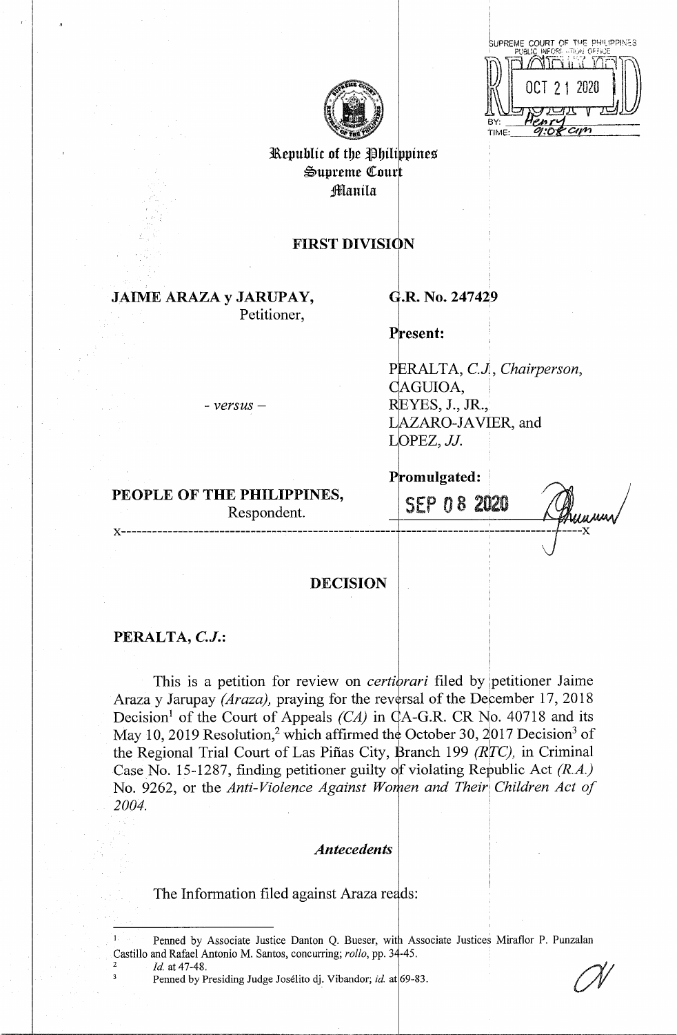SUPREME COURT OF THE PHILIPPINES
PUBLIC INFORMATION OFFICE
RECEIVED
OCT 21 2020
BY: Henry
TIME: 9:08 am

Republic of the Philippines
Supreme Court
Manila

## FIRST DIVISION

**JAIME ARAZA y JARUPAY,**
Petitioner,

*- versus -*

**PEOPLE OF THE PHILIPPINES,**
Respondent.

**G.R. No. 247429**

**Present:**

PERALTA, *C.J.*, *Chairperson*,
CAGUIOA,
REYES, J., JR.,
LAZARO-JAVIER, and
LOPEZ, *JJ.*

**Promulgated:**

SEP 08 2020

x-----------------------------------------------------------------------------------------x

## DECISION

**PERALTA, *C.J.*:**

This is a petition for review on *certiorari* filed by petitioner Jaime Araza y Jarupay *(Araza)*, praying for the reversal of the December 17, 2018 Decision[1] of the Court of Appeals *(CA)* in CA-G.R. CR No. 40718 and its May 10, 2019 Resolution,[2] which affirmed the October 30, 2017 Decision[3] of the Regional Trial Court of Las Piñas City, Branch 199 *(RTC)*, in Criminal Case No. 15-1287, finding petitioner guilty of violating Republic Act *(R.A.)* No. 9262, or the *Anti-Violence Against Women and Their Children Act of 2004.*

### *Antecedents*

The Information filed against Araza reads:

---

[1] Penned by Associate Justice Danton Q. Bueser, with Associate Justices Miraflor P. Punzalan Castillo and Rafael Antonio M. Santos, concurring; *rollo*, pp. 34-45.

[2] *Id.* at 47-48.

[3] Penned by Presiding Judge Josélito dj. Vibandor; *id.* at 69-83.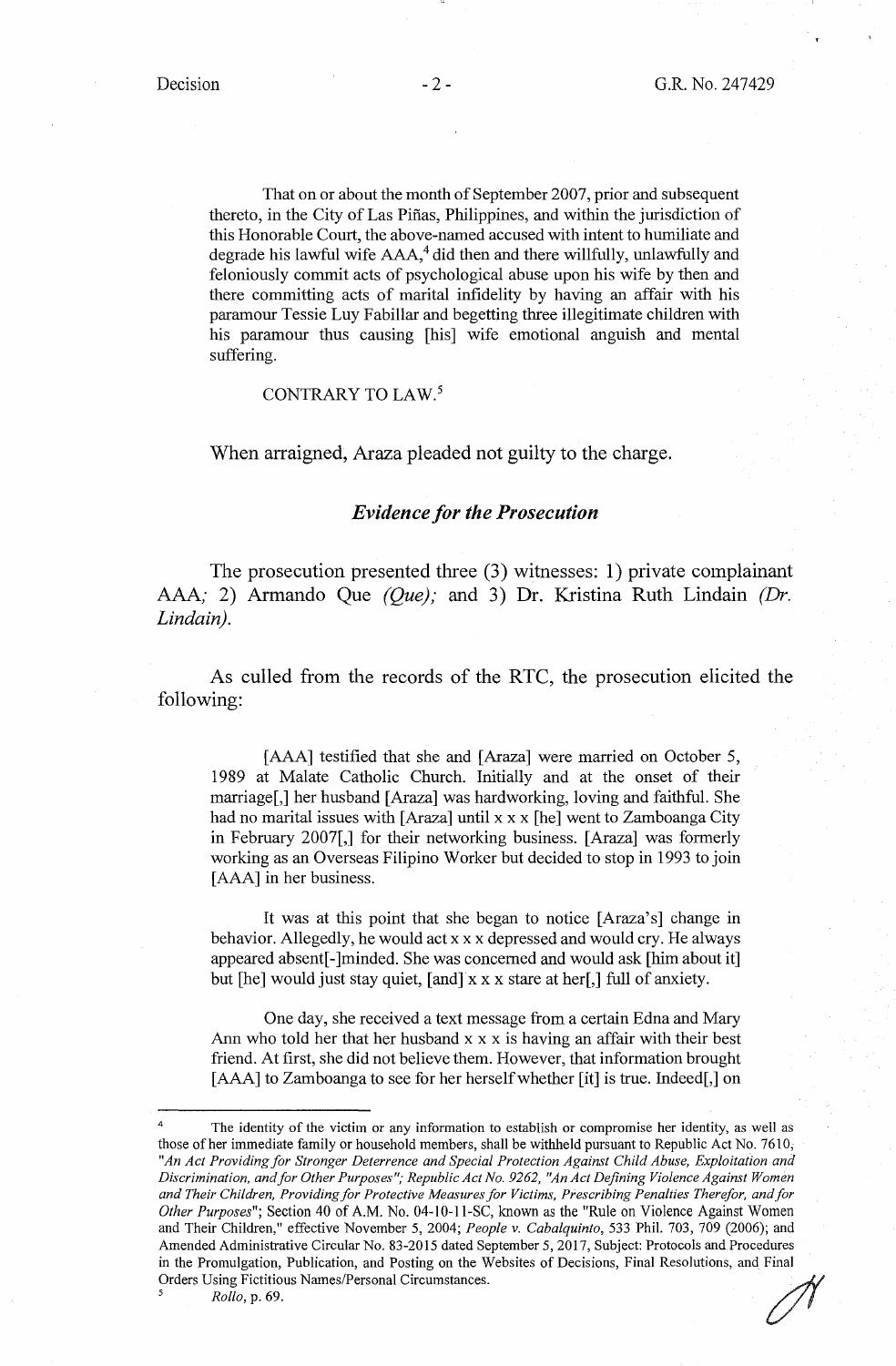That on or about the month of September 2007, prior and subsequent thereto, in the City of Las Piñas, Philippines, and within the jurisdiction of this Honorable Court, the above-named accused with intent to humiliate and degrade his lawful wife AAA,[4] did then and there willfully, unlawfully and feloniously commit acts of psychological abuse upon his wife by then and there committing acts of marital infidelity by having an affair with his paramour Tessie Luy Fabillar and begetting three illegitimate children with his paramour thus causing [his] wife emotional anguish and mental suffering.

CONTRARY TO LAW.[5]

When arraigned, Araza pleaded not guilty to the charge.

## *Evidence for the Prosecution*

The prosecution presented three (3) witnesses: 1) private complainant AAA; 2) Armando Que *(Que)*; and 3) Dr. Kristina Ruth Lindain *(Dr. Lindain)*.

As culled from the records of the RTC, the prosecution elicited the following:

> [AAA] testified that she and [Araza] were married on October 5, 1989 at Malate Catholic Church. Initially and at the onset of their marriage[,] her husband [Araza] was hardworking, loving and faithful. She had no marital issues with [Araza] until x x x [he] went to Zamboanga City in February 2007[,] for their networking business. [Araza] was formerly working as an Overseas Filipino Worker but decided to stop in 1993 to join [AAA] in her business.
>
> It was at this point that she began to notice [Araza's] change in behavior. Allegedly, he would act x x x depressed and would cry. He always appeared absent[-]minded. She was concerned and would ask [him about it] but [he] would just stay quiet, [and] x x x stare at her[,] full of anxiety.
>
> One day, she received a text message from a certain Edna and Mary Ann who told her that her husband x x x is having an affair with their best friend. At first, she did not believe them. However, that information brought [AAA] to Zamboanga to see for her herself whether [it] is true. Indeed[,] on

---

[4] The identity of the victim or any information to establish or compromise her identity, as well as those of her immediate family or household members, shall be withheld pursuant to Republic Act No. 7610, *"An Act Providing for Stronger Deterrence and Special Protection Against Child Abuse, Exploitation and Discrimination, and for Other Purposes"*; *Republic Act No. 9262, "An Act Defining Violence Against Women and Their Children, Providing for Protective Measures for Victims, Prescribing Penalties Therefor, and for Other Purposes"*; Section 40 of A.M. No. 04-10-11-SC, known as the "Rule on Violence Against Women and Their Children," effective November 5, 2004; *People v. Cabalquinto*, 533 Phil. 703, 709 (2006); and Amended Administrative Circular No. 83-2015 dated September 5, 2017, Subject: Protocols and Procedures in the Promulgation, Publication, and Posting on the Websites of Decisions, Final Resolutions, and Final Orders Using Fictitious Names/Personal Circumstances.

[5] *Rollo*, p. 69.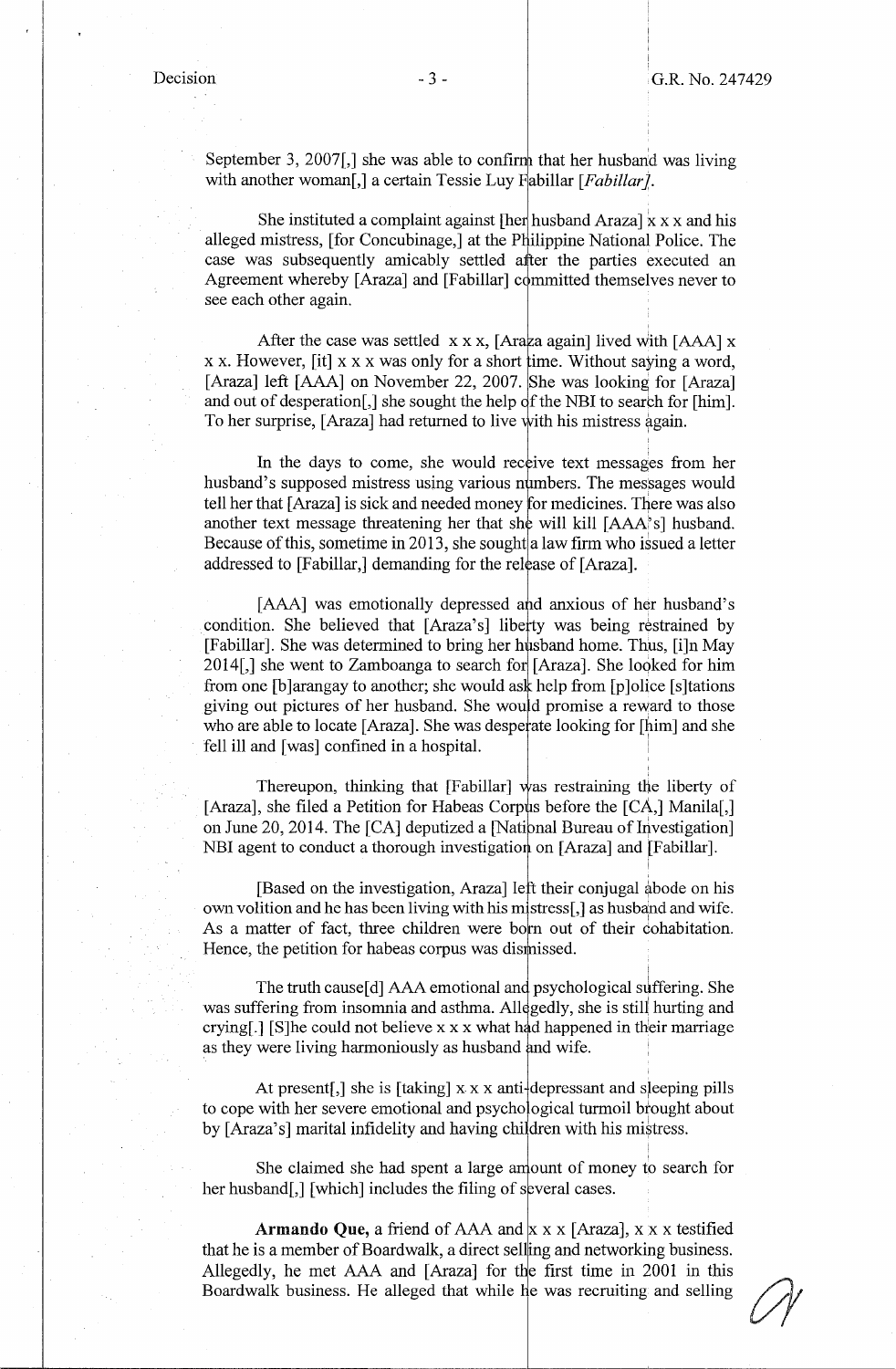September 3, 2007[,] she was able to confirm that her husband was living with another woman[,] a certain Tessie Luy Fabillar [*Fabillar]*.

She instituted a complaint against [her husband Araza] x x x and his alleged mistress, [for Concubinage,] at the Philippine National Police. The case was subsequently amicably settled after the parties executed an Agreement whereby [Araza] and [Fabillar] committed themselves never to see each other again.

After the case was settled x x x, [Araza again] lived with [AAA] x x x. However, [it] x x x was only for a short time. Without saying a word, [Araza] left [AAA] on November 22, 2007. She was looking for [Araza] and out of desperation[,] she sought the help of the NBI to search for [him]. To her surprise, [Araza] had returned to live with his mistress again.

In the days to come, she would receive text messages from her husband's supposed mistress using various numbers. The messages would tell her that [Araza] is sick and needed money for medicines. There was also another text message threatening her that she will kill [AAA's] husband. Because of this, sometime in 2013, she sought a law firm who issued a letter addressed to [Fabillar,] demanding for the release of [Araza].

[AAA] was emotionally depressed and anxious of her husband's condition. She believed that [Araza's] liberty was being restrained by [Fabillar]. She was determined to bring her husband home. Thus, [i]n May 2014[,] she went to Zamboanga to search for [Araza]. She looked for him from one [b]arangay to another; she would ask help from [p]olice [s]tations giving out pictures of her husband. She would promise a reward to those who are able to locate [Araza]. She was desperate looking for [him] and she fell ill and [was] confined in a hospital.

Thereupon, thinking that [Fabillar] was restraining the liberty of [Araza], she filed a Petition for Habeas Corpus before the [CA,] Manila[,] on June 20, 2014. The [CA] deputized a [National Bureau of Investigation] NBI agent to conduct a thorough investigation on [Araza] and [Fabillar].

[Based on the investigation, Araza] left their conjugal abode on his own volition and he has been living with his mistress[,] as husband and wife. As a matter of fact, three children were born out of their cohabitation. Hence, the petition for habeas corpus was dismissed.

The truth cause[d] AAA emotional and psychological suffering. She was suffering from insomnia and asthma. Allegedly, she is still hurting and crying[.] [S]he could not believe x x x what had happened in their marriage as they were living harmoniously as husband and wife.

At present[,] she is [taking] x x x anti-depressant and sleeping pills to cope with her severe emotional and psychological turmoil brought about by [Araza's] marital infidelity and having children with his mistress.

She claimed she had spent a large amount of money to search for her husband[,] [which] includes the filing of several cases.

**Armando Que,** a friend of AAA and x x x [Araza], x x x testified that he is a member of Boardwalk, a direct selling and networking business. Allegedly, he met AAA and [Araza] for the first time in 2001 in this Boardwalk business. He alleged that while he was recruiting and selling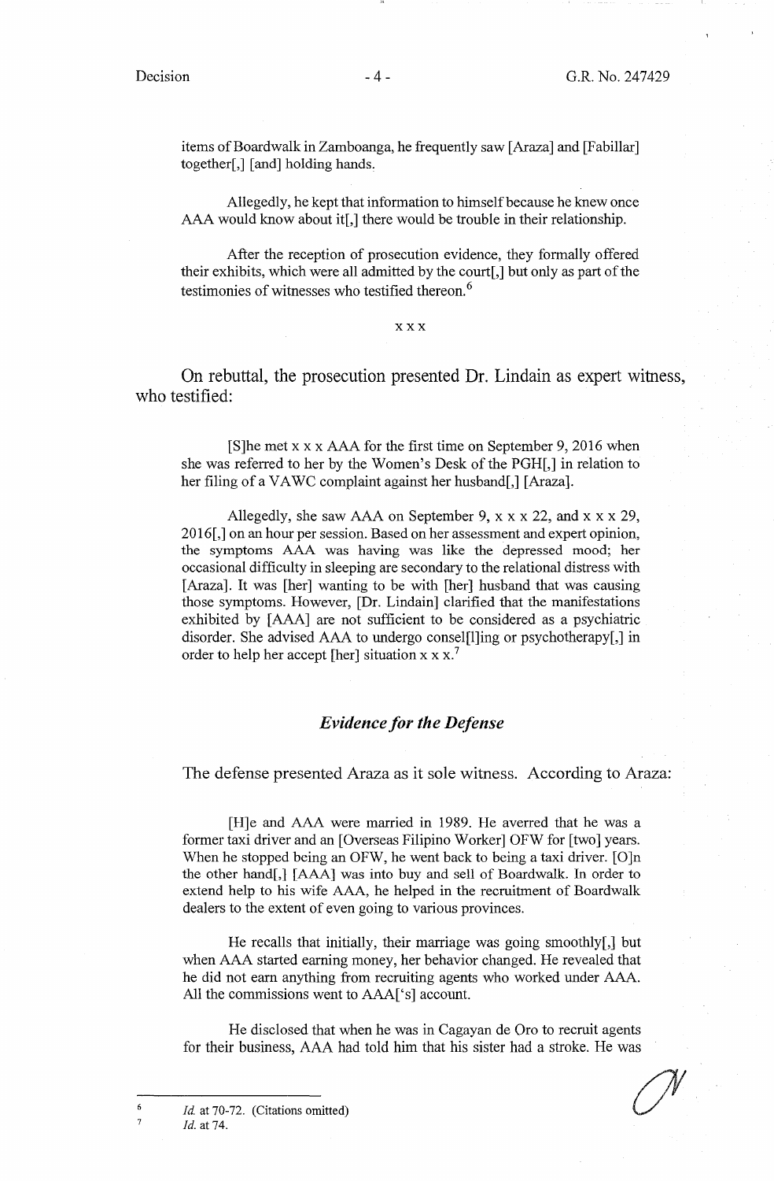items of Boardwalk in Zamboanga, he frequently saw [Araza] and [Fabillar] together[,] [and] holding hands.

> Allegedly, he kept that information to himself because he knew once AAA would know about it[,] there would be trouble in their relationship.
>
> After the reception of prosecution evidence, they formally offered their exhibits, which were all admitted by the court[,] but only as part of the testimonies of witnesses who testified thereon.[6]

x x x

On rebuttal, the prosecution presented Dr. Lindain as expert witness, who testified:

> [S]he met x x x AAA for the first time on September 9, 2016 when she was referred to her by the Women's Desk of the PGH[,] in relation to her filing of a VAWC complaint against her husband[,] [Araza].
>
> Allegedly, she saw AAA on September 9, x x x 22, and x x x 29, 2016[,] on an hour per session. Based on her assessment and expert opinion, the symptoms AAA was having was like the depressed mood; her occasional difficulty in sleeping are secondary to the relational distress with [Araza]. It was [her] wanting to be with [her] husband that was causing those symptoms. However, [Dr. Lindain] clarified that the manifestations exhibited by [AAA] are not sufficient to be considered as a psychiatric disorder. She advised AAA to undergo consel[l]ing or psychotherapy[,] in order to help her accept [her] situation x x x.[7]

### *Evidence for the Defense*

The defense presented Araza as it sole witness. According to Araza:

> [H]e and AAA were married in 1989. He averred that he was a former taxi driver and an [Overseas Filipino Worker] OFW for [two] years. When he stopped being an OFW, he went back to being a taxi driver. [O]n the other hand[,] [AAA] was into buy and sell of Boardwalk. In order to extend help to his wife AAA, he helped in the recruitment of Boardwalk dealers to the extent of even going to various provinces.
>
> He recalls that initially, their marriage was going smoothly[,] but when AAA started earning money, her behavior changed. He revealed that he did not earn anything from recruiting agents who worked under AAA. All the commissions went to AAA['s] account.
>
> He disclosed that when he was in Cagayan de Oro to recruit agents for their business, AAA had told him that his sister had a stroke. He was

---

[6] *Id.* at 70-72. (Citations omitted)

[7] *Id.* at 74.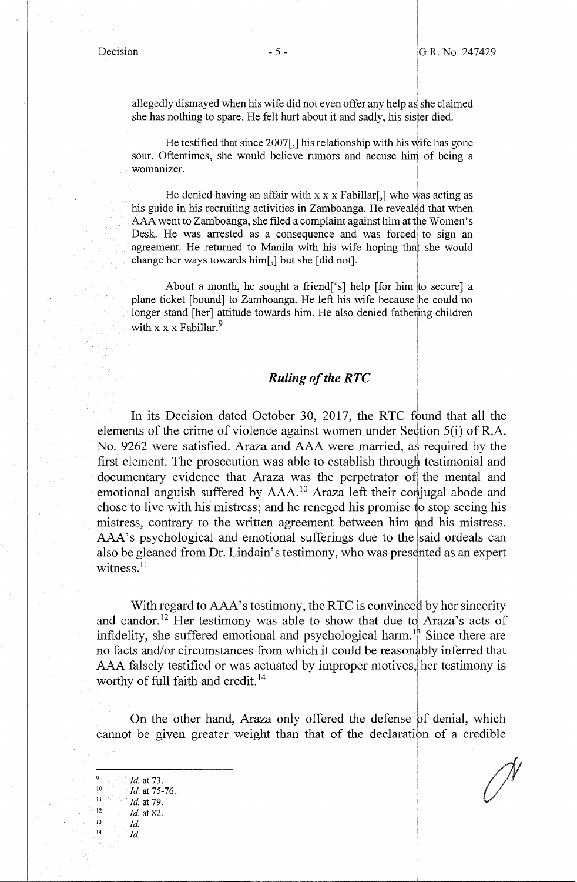allegedly dismayed when his wife did not even offer any help as she claimed she has nothing to spare. He felt hurt about it and sadly, his sister died.

He testified that since 2007[,] his relationship with his wife has gone sour. Oftentimes, she would believe rumors and accuse him of being a womanizer.

He denied having an affair with x x x Fabillar[,] who was acting as his guide in his recruiting activities in Zamboanga. He revealed that when AAA went to Zamboanga, she filed a complaint against him at the Women's Desk. He was arrested as a consequence and was forced to sign an agreement. He returned to Manila with his wife hoping that she would change her ways towards him[,] but she [did not].

About a month, he sought a friend['s] help [for him to secure] a plane ticket [bound] to Zamboanga. He left his wife because he could no longer stand [her] attitude towards him. He also denied fathering children with x x x Fabillar.[9]

## *Ruling of the RTC*

In its Decision dated October 30, 2017, the RTC found that all the elements of the crime of violence against women under Section 5(i) of R.A. No. 9262 were satisfied. Araza and AAA were married, as required by the first element. The prosecution was able to establish through testimonial and documentary evidence that Araza was the perpetrator of the mental and emotional anguish suffered by AAA.[10] Araza left their conjugal abode and chose to live with his mistress; and he reneged his promise to stop seeing his mistress, contrary to the written agreement between him and his mistress. AAA's psychological and emotional sufferings due to the said ordeals can also be gleaned from Dr. Lindain's testimony, who was presented as an expert witness.[11]

With regard to AAA's testimony, the RTC is convinced by her sincerity and candor.[12] Her testimony was able to show that due to Araza's acts of infidelity, she suffered emotional and psychological harm.[13] Since there are no facts and/or circumstances from which it could be reasonably inferred that AAA falsely testified or was actuated by improper motives, her testimony is worthy of full faith and credit.[14]

On the other hand, Araza only offered the defense of denial, which cannot be given greater weight than that of the declaration of a credible

---

[9] *Id.* at 73.
[10] *Id.* at 75-76.
[11] *Id.* at 79.
[12] *Id.* at 82.
[13] *Id.*
[14] *Id.*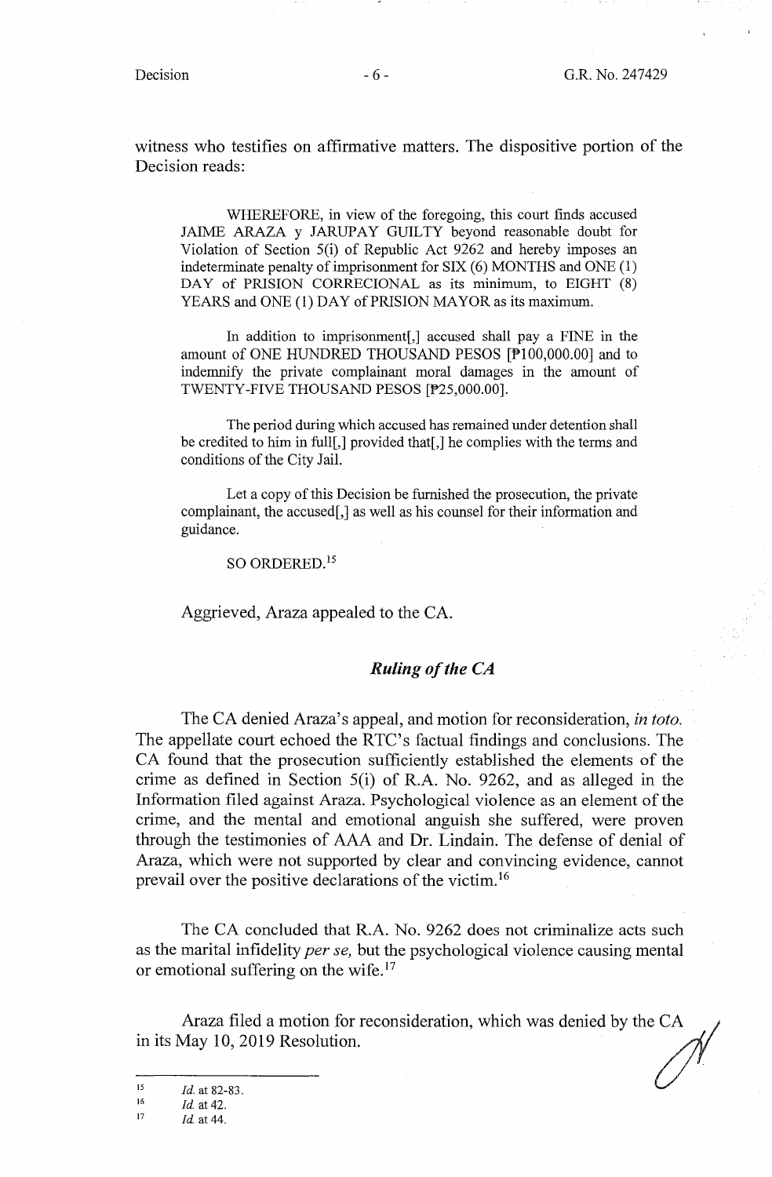witness who testifies on affirmative matters. The dispositive portion of the Decision reads:

> WHEREFORE, in view of the foregoing, this court finds accused JAIME ARAZA y JARUPAY GUILTY beyond reasonable doubt for Violation of Section 5(i) of Republic Act 9262 and hereby imposes an indeterminate penalty of imprisonment for SIX (6) MONTHS and ONE (1) DAY of PRISION CORRECIONAL as its minimum, to EIGHT (8) YEARS and ONE (1) DAY of PRISION MAYOR as its maximum.
>
> In addition to imprisonment[,] accused shall pay a FINE in the amount of ONE HUNDRED THOUSAND PESOS [₱100,000.00] and to indemnify the private complainant moral damages in the amount of TWENTY-FIVE THOUSAND PESOS [₱25,000.00].
>
> The period during which accused has remained under detention shall be credited to him in full[,] provided that[,] he complies with the terms and conditions of the City Jail.
>
> Let a copy of this Decision be furnished the prosecution, the private complainant, the accused[,] as well as his counsel for their information and guidance.
>
> SO ORDERED.[15]

Aggrieved, Araza appealed to the CA.

### *Ruling of the CA*

The CA denied Araza's appeal, and motion for reconsideration, *in toto*. The appellate court echoed the RTC's factual findings and conclusions. The CA found that the prosecution sufficiently established the elements of the crime as defined in Section 5(i) of R.A. No. 9262, and as alleged in the Information filed against Araza. Psychological violence as an element of the crime, and the mental and emotional anguish she suffered, were proven through the testimonies of AAA and Dr. Lindain. The defense of denial of Araza, which were not supported by clear and convincing evidence, cannot prevail over the positive declarations of the victim.[16]

The CA concluded that R.A. No. 9262 does not criminalize acts such as the marital infidelity *per se,* but the psychological violence causing mental or emotional suffering on the wife.[17]

Araza filed a motion for reconsideration, which was denied by the CA in its May 10, 2019 Resolution.

---

[15] *Id.* at 82-83.

[16] *Id.* at 42.

[17] *Id.* at 44.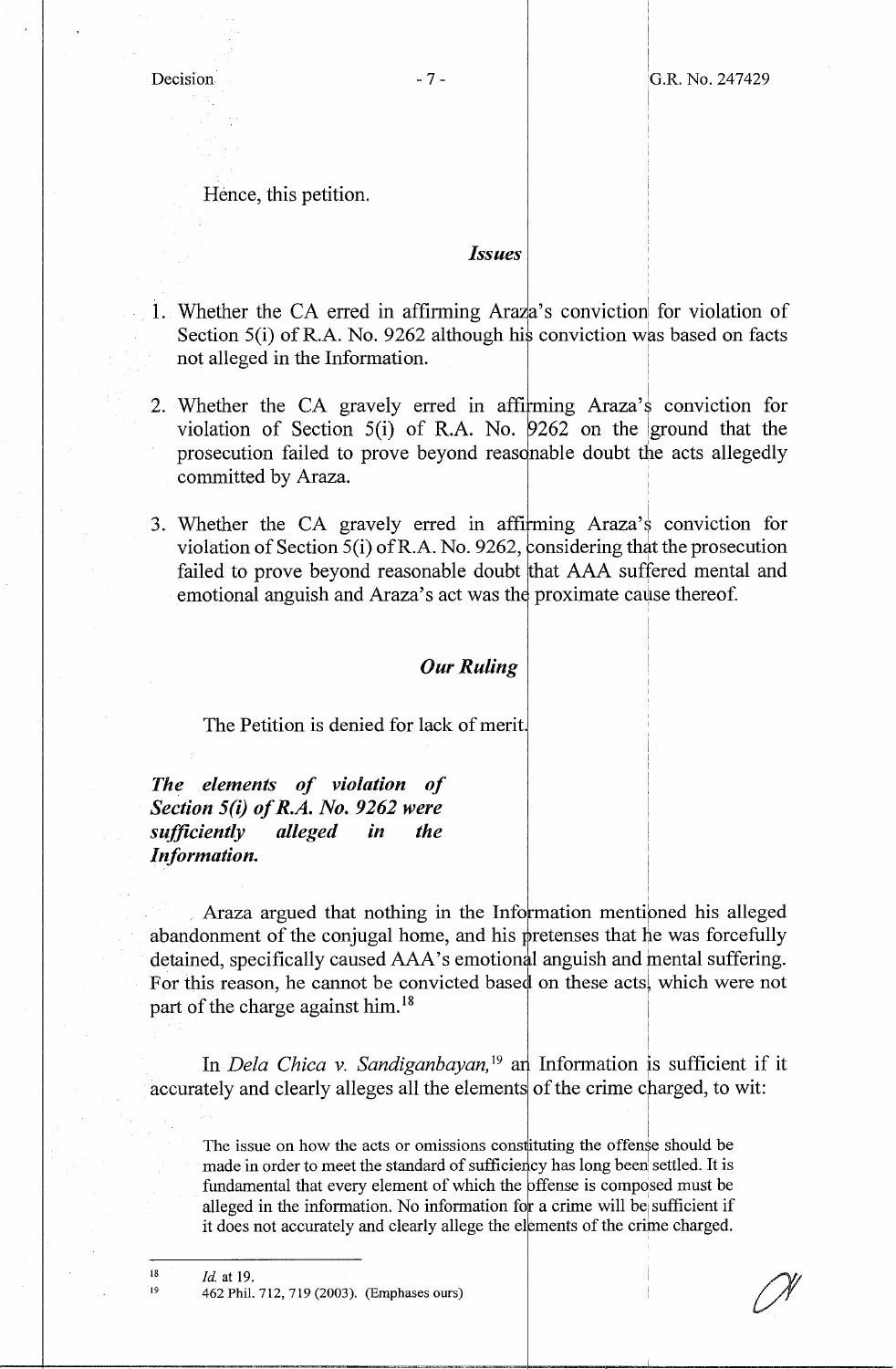Hence, this petition.

*Issues*

1. Whether the CA erred in affirming Araza's conviction for violation of Section 5(i) of R.A. No. 9262 although his conviction was based on facts not alleged in the Information.

2. Whether the CA gravely erred in affirming Araza's conviction for violation of Section 5(i) of R.A. No. 9262 on the ground that the prosecution failed to prove beyond reasonable doubt the acts allegedly committed by Araza.

3. Whether the CA gravely erred in affirming Araza's conviction for violation of Section 5(i) of R.A. No. 9262, considering that the prosecution failed to prove beyond reasonable doubt that AAA suffered mental and emotional anguish and Araza's act was the proximate cause thereof.

*Our Ruling*

The Petition is denied for lack of merit.

***The elements of violation of Section 5(i) of R.A. No. 9262 were sufficiently alleged in the Information.***

Araza argued that nothing in the Information mentioned his alleged abandonment of the conjugal home, and his pretenses that he was forcefully detained, specifically caused AAA's emotional anguish and mental suffering. For this reason, he cannot be convicted based on these acts, which were not part of the charge against him.[18]

In *Dela Chica v. Sandiganbayan*,[19] an Information is sufficient if it accurately and clearly alleges all the elements of the crime charged, to wit:

> The issue on how the acts or omissions constituting the offense should be made in order to meet the standard of sufficiency has long been settled. It is fundamental that every element of which the offense is composed must be alleged in the information. No information for a crime will be sufficient if it does not accurately and clearly allege the elements of the crime charged.

---

[18] *Id.* at 19.

[19] 462 Phil. 712, 719 (2003). (Emphases ours)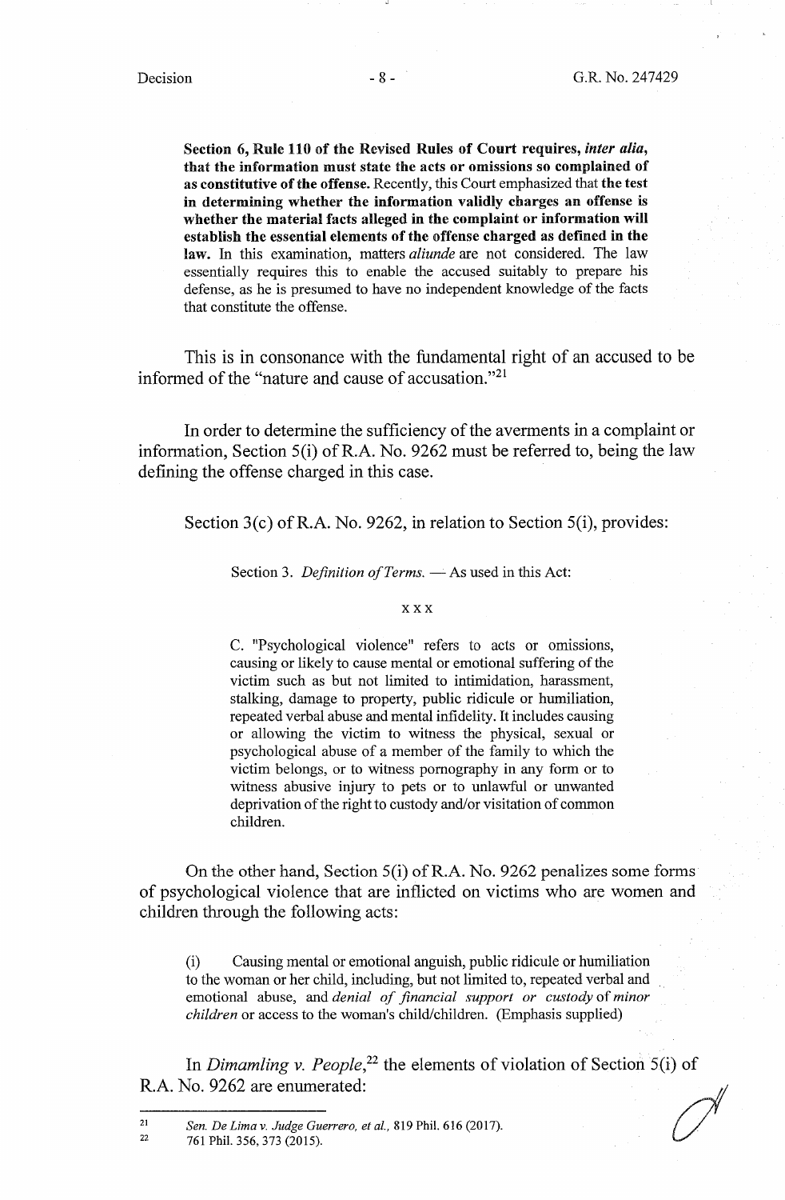> **Section 6, Rule 110 of the Revised Rules of Court requires, *inter alia*, that the information must state the acts or omissions so complained of as constitutive of the offense.** Recently, this Court emphasized that **the test in determining whether the information validly charges an offense is whether the material facts alleged in the complaint or information will establish the essential elements of the offense charged as defined in the law.** In this examination, matters *aliunde* are not considered. The law essentially requires this to enable the accused suitably to prepare his defense, as he is presumed to have no independent knowledge of the facts that constitute the offense.

This is in consonance with the fundamental right of an accused to be informed of the "nature and cause of accusation."[21]

In order to determine the sufficiency of the averments in a complaint or information, Section 5(i) of R.A. No. 9262 must be referred to, being the law defining the offense charged in this case.

Section 3(c) of R.A. No. 9262, in relation to Section 5(i), provides:

> Section 3. *Definition of Terms.* — As used in this Act:
>
> x x x
>
> C. "Psychological violence" refers to acts or omissions, causing or likely to cause mental or emotional suffering of the victim such as but not limited to intimidation, harassment, stalking, damage to property, public ridicule or humiliation, repeated verbal abuse and mental infidelity. It includes causing or allowing the victim to witness the physical, sexual or psychological abuse of a member of the family to which the victim belongs, or to witness pornography in any form or to witness abusive injury to pets or to unlawful or unwanted deprivation of the right to custody and/or visitation of common children.

On the other hand, Section 5(i) of R.A. No. 9262 penalizes some forms of psychological violence that are inflicted on victims who are women and children through the following acts:

> (i) Causing mental or emotional anguish, public ridicule or humiliation to the woman or her child, including, but not limited to, repeated verbal and emotional abuse, and *denial of financial support or custody* of *minor children* or access to the woman's child/children. (Emphasis supplied)

In *Dimamling v. People*,[22] the elements of violation of Section 5(i) of R.A. No. 9262 are enumerated:

---

[21] *Sen. De Lima v. Judge Guerrero, et al.,* 819 Phil. 616 (2017).

[22] 761 Phil. 356, 373 (2015).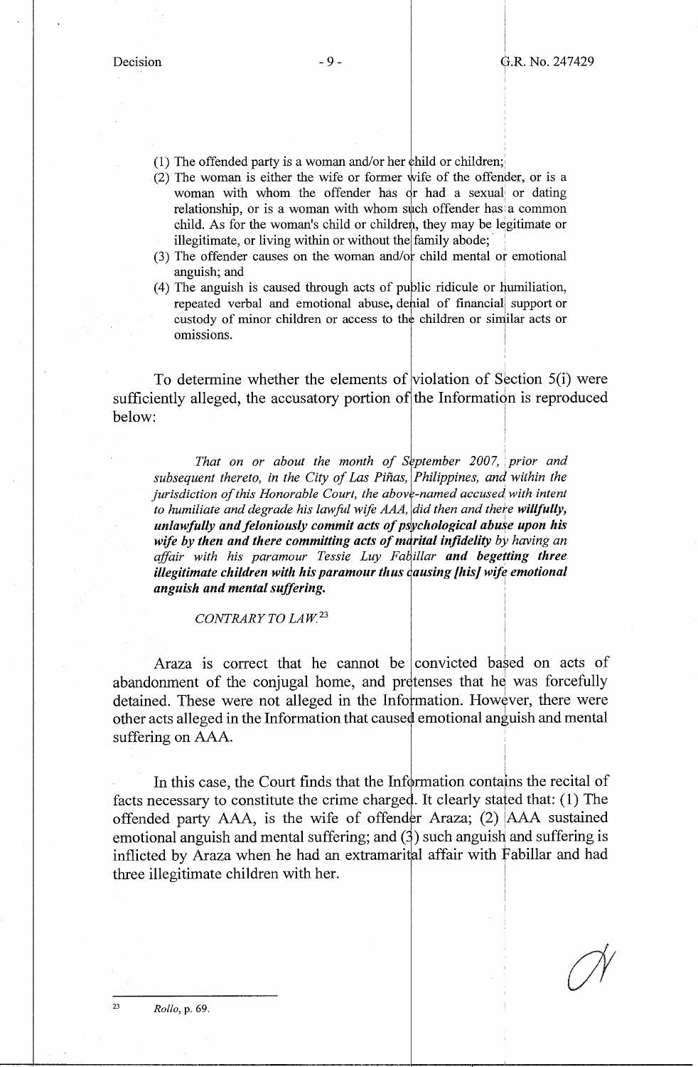(1) The offended party is a woman and/or her child or children;
(2) The woman is either the wife or former wife of the offender, or is a woman with whom the offender has or had a sexual or dating relationship, or is a woman with whom such offender has a common child. As for the woman's child or children, they may be legitimate or illegitimate, or living within or without the family abode;
(3) The offender causes on the woman and/or child mental or emotional anguish; and
(4) The anguish is caused through acts of public ridicule or humiliation, repeated verbal and emotional abuse, denial of financial support or custody of minor children or access to the children or similar acts or omissions.

To determine whether the elements of violation of Section 5(i) were sufficiently alleged, the accusatory portion of the Information is reproduced below:

> *That on or about the month of September 2007, prior and subsequent thereto, in the City of Las Piñas, Philippines, and within the jurisdiction of this Honorable Court, the above-named accused with intent to humiliate and degrade his lawful wife AAA, did then and there* ***willfully, unlawfully and feloniously commit acts of psychological abuse upon his wife by then and there committing acts of marital infidelity*** *by having an affair with his paramour Tessie Luy Fabillar* ***and begetting three illegitimate children with his paramour thus causing [his] wife emotional anguish and mental suffering.***
>
> *CONTRARY TO LAW.*[23]

Araza is correct that he cannot be convicted based on acts of abandonment of the conjugal home, and pretenses that he was forcefully detained. These were not alleged in the Information. However, there were other acts alleged in the Information that caused emotional anguish and mental suffering on AAA.

In this case, the Court finds that the Information contains the recital of facts necessary to constitute the crime charged. It clearly stated that: (1) The offended party AAA, is the wife of offender Araza; (2) AAA sustained emotional anguish and mental suffering; and (3) such anguish and suffering is inflicted by Araza when he had an extramarital affair with Fabillar and had three illegitimate children with her.

---

[23] *Rollo*, p. 69.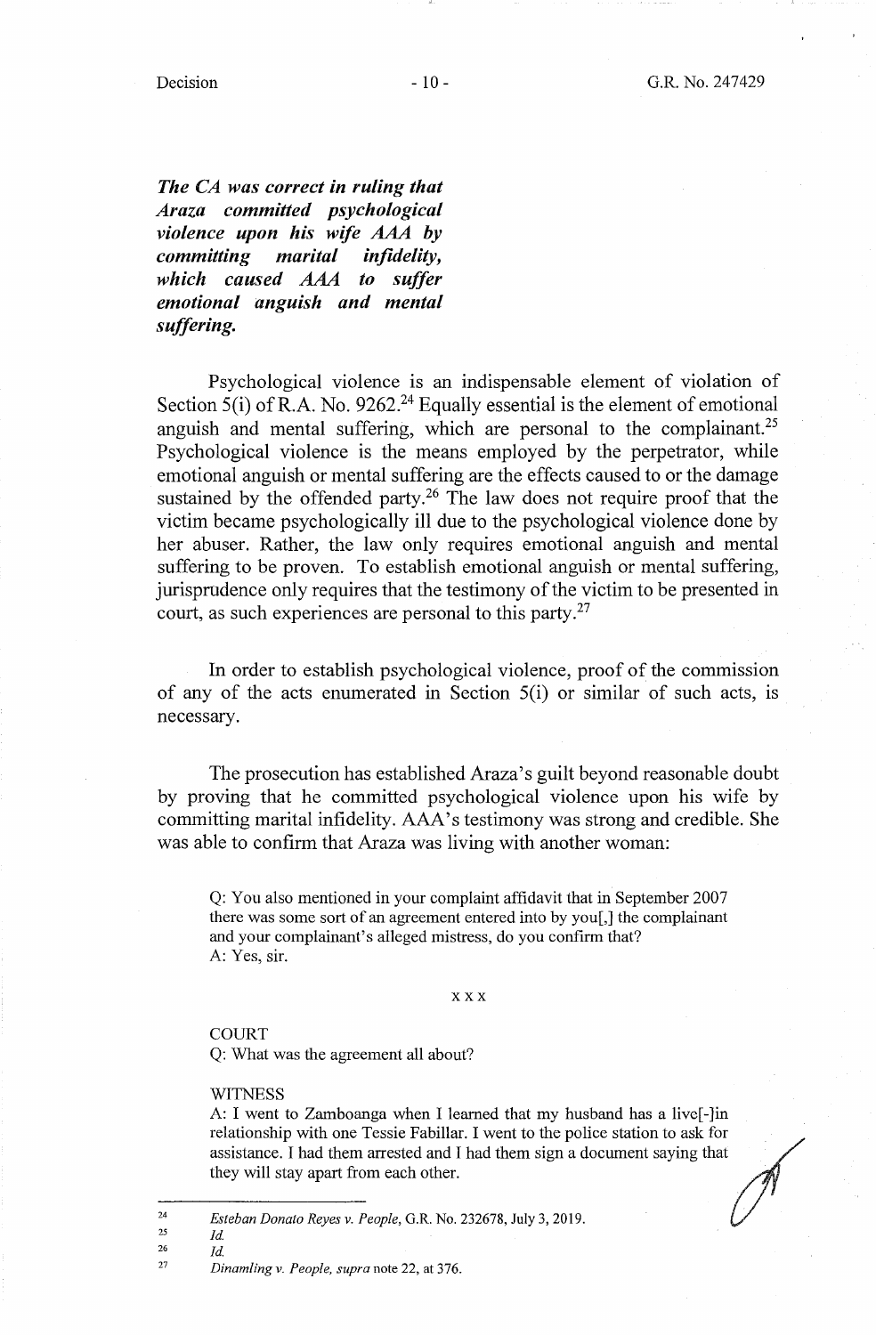***The CA was correct in ruling that Araza committed psychological violence upon his wife AAA by committing marital infidelity, which caused AAA to suffer emotional anguish and mental suffering.***

Psychological violence is an indispensable element of violation of Section 5(i) of R.A. No. 9262.[24] Equally essential is the element of emotional anguish and mental suffering, which are personal to the complainant.[25] Psychological violence is the means employed by the perpetrator, while emotional anguish or mental suffering are the effects caused to or the damage sustained by the offended party.[26] The law does not require proof that the victim became psychologically ill due to the psychological violence done by her abuser. Rather, the law only requires emotional anguish and mental suffering to be proven. To establish emotional anguish or mental suffering, jurisprudence only requires that the testimony of the victim to be presented in court, as such experiences are personal to this party.[27]

In order to establish psychological violence, proof of the commission of any of the acts enumerated in Section 5(i) or similar of such acts, is necessary.

The prosecution has established Araza's guilt beyond reasonable doubt by proving that he committed psychological violence upon his wife by committing marital infidelity. AAA's testimony was strong and credible. She was able to confirm that Araza was living with another woman:

> Q: You also mentioned in your complaint affidavit that in September 2007 there was some sort of an agreement entered into by you[,] the complainant and your complainant's alleged mistress, do you confirm that?
> A: Yes, sir.
>
> x x x
>
> COURT
> Q: What was the agreement all about?
>
> WITNESS
> A: I went to Zamboanga when I learned that my husband has a live[-]in relationship with one Tessie Fabillar. I went to the police station to ask for assistance. I had them arrested and I had them sign a document saying that they will stay apart from each other.

---

24 *Esteban Donato Reyes v. People*, G.R. No. 232678, July 3, 2019.

25 *Id.*

26 *Id.*

27 *Dinamling v. People, supra* note 22, at 376.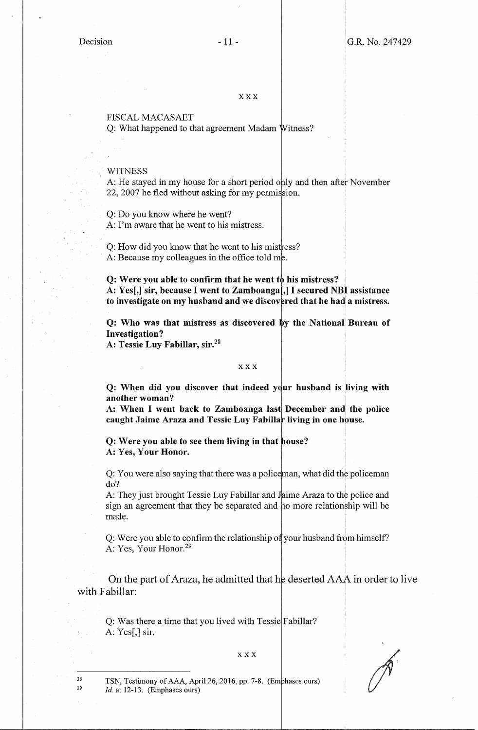x x x

FISCAL MACASAET
Q: What happened to that agreement Madam Witness?

WITNESS
A: He stayed in my house for a short period only and then after November 22, 2007 he fled without asking for my permission.

Q: Do you know where he went?
A: I'm aware that he went to his mistress.

Q: How did you know that he went to his mistress?
A: Because my colleagues in the office told me.

**Q: Were you able to confirm that he went to his mistress?**
**A: Yes[,] sir, because I went to Zamboanga[,] I secured NBI assistance to investigate on my husband and we discovered that he had a mistress.**

**Q: Who was that mistress as discovered by the National Bureau of Investigation?**
**A: Tessie Luy Fabillar, sir.**[28]

x x x

**Q: When did you discover that indeed your husband is living with another woman?**
**A: When I went back to Zamboanga last December and the police caught Jaime Araza and Tessie Luy Fabillar living in one house.**

**Q: Were you able to see them living in that house?**
**A: Yes, Your Honor.**

Q: You were also saying that there was a policeman, what did the policeman do?
A: They just brought Tessie Luy Fabillar and Jaime Araza to the police and sign an agreement that they be separated and no more relationship will be made.

Q: Were you able to confirm the relationship of your husband from himself?
A: Yes, Your Honor.[29]

On the part of Araza, he admitted that he deserted AAA in order to live with Fabillar:

Q: Was there a time that you lived with Tessie Fabillar?
A: Yes[,] sir.

x x x

---

[28] TSN, Testimony of AAA, April 26, 2016, pp. 7-8. (Emphases ours)

[29] *Id.* at 12-13. (Emphases ours)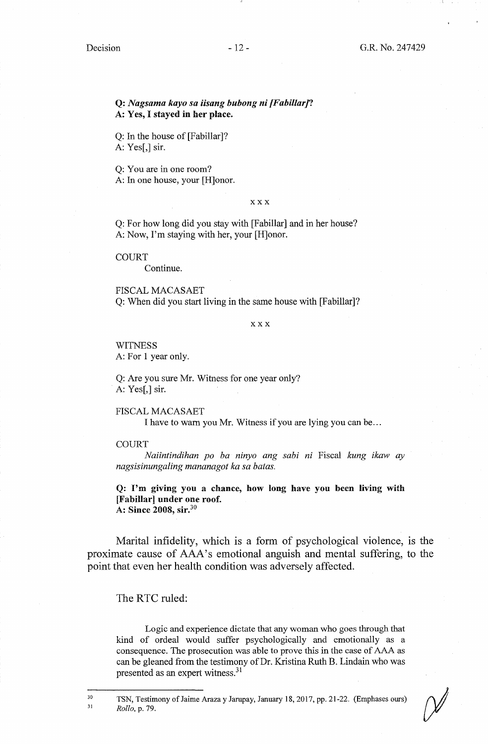**Q: *Nagsama kayo sa iisang bubong ni [Fabillar]*?**
**A: Yes, I stayed in her place.**

Q: In the house of [Fabillar]?
A: Yes[,] sir.

Q: You are in one room?
A: In one house, your [H]onor.

x x x

Q: For how long did you stay with [Fabillar] and in her house?
A: Now, I'm staying with her, your [H]onor.

COURT
Continue.

FISCAL MACASAET
Q: When did you start living in the same house with [Fabillar]?

x x x

WITNESS
A: For 1 year only.

Q: Are you sure Mr. Witness for one year only?
A: Yes[,] sir.

FISCAL MACASAET
I have to warn you Mr. Witness if you are lying you can be...

COURT
*Naiintindihan po ba ninyo ang sabi ni* Fiscal *kung ikaw ay nagsisinungaling mananagot ka sa batas.*

**Q: I'm giving you a chance, how long have you been living with [Fabillar] under one roof.**
**A: Since 2008, sir.**[30]

Marital infidelity, which is a form of psychological violence, is the proximate cause of AAA's emotional anguish and mental suffering, to the point that even her health condition was adversely affected.

The RTC ruled:

> Logic and experience dictate that any woman who goes through that kind of ordeal would suffer psychologically and emotionally as a consequence. The prosecution was able to prove this in the case of AAA as can be gleaned from the testimony of Dr. Kristina Ruth B. Lindain who was presented as an expert witness.[31]

---

[30] TSN, Testimony of Jaime Araza y Jarupay, January 18, 2017, pp. 21-22. (Emphases ours)
[31] *Rollo*, p. 79.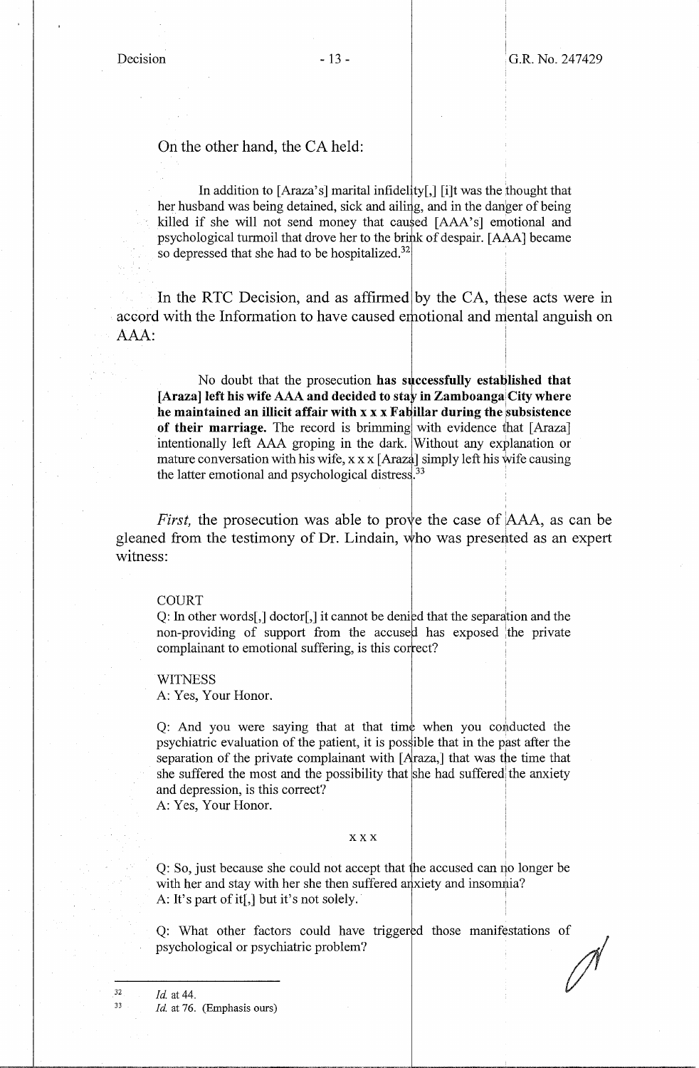On the other hand, the CA held:

> In addition to [Araza's] marital infidelity[,] [i]t was the thought that her husband was being detained, sick and ailing, and in the danger of being killed if she will not send money that caused [AAA's] emotional and psychological turmoil that drove her to the brink of despair. [AAA] became so depressed that she had to be hospitalized.[32]

In the RTC Decision, and as affirmed by the CA, these acts were in accord with the Information to have caused emotional and mental anguish on AAA:

> No doubt that the prosecution **has successfully established that [Araza] left his wife AAA and decided to stay in Zamboanga City where he maintained an illicit affair with x x x Fabillar during the subsistence of their marriage.** The record is brimming with evidence that [Araza] intentionally left AAA groping in the dark. Without any explanation or mature conversation with his wife, x x x [Araza] simply left his wife causing the latter emotional and psychological distress.[33]

*First,* the prosecution was able to prove the case of AAA, as can be gleaned from the testimony of Dr. Lindain, who was presented as an expert witness:

> COURT
> Q: In other words[,] doctor[,] it cannot be denied that the separation and the non-providing of support from the accused has exposed the private complainant to emotional suffering, is this correct?
>
> WITNESS
> A: Yes, Your Honor.
>
> Q: And you were saying that at that time when you conducted the psychiatric evaluation of the patient, it is possible that in the past after the separation of the private complainant with [Araza,] that was the time that she suffered the most and the possibility that she had suffered the anxiety and depression, is this correct?
> A: Yes, Your Honor.
>
> x x x
>
> Q: So, just because she could not accept that the accused can no longer be with her and stay with her she then suffered anxiety and insomnia?
> A: It's part of it[,] but it's not solely.
>
> Q: What other factors could have triggered those manifestations of psychological or psychiatric problem?

---

[32] *Id.* at 44.

[33] *Id.* at 76. (Emphasis ours)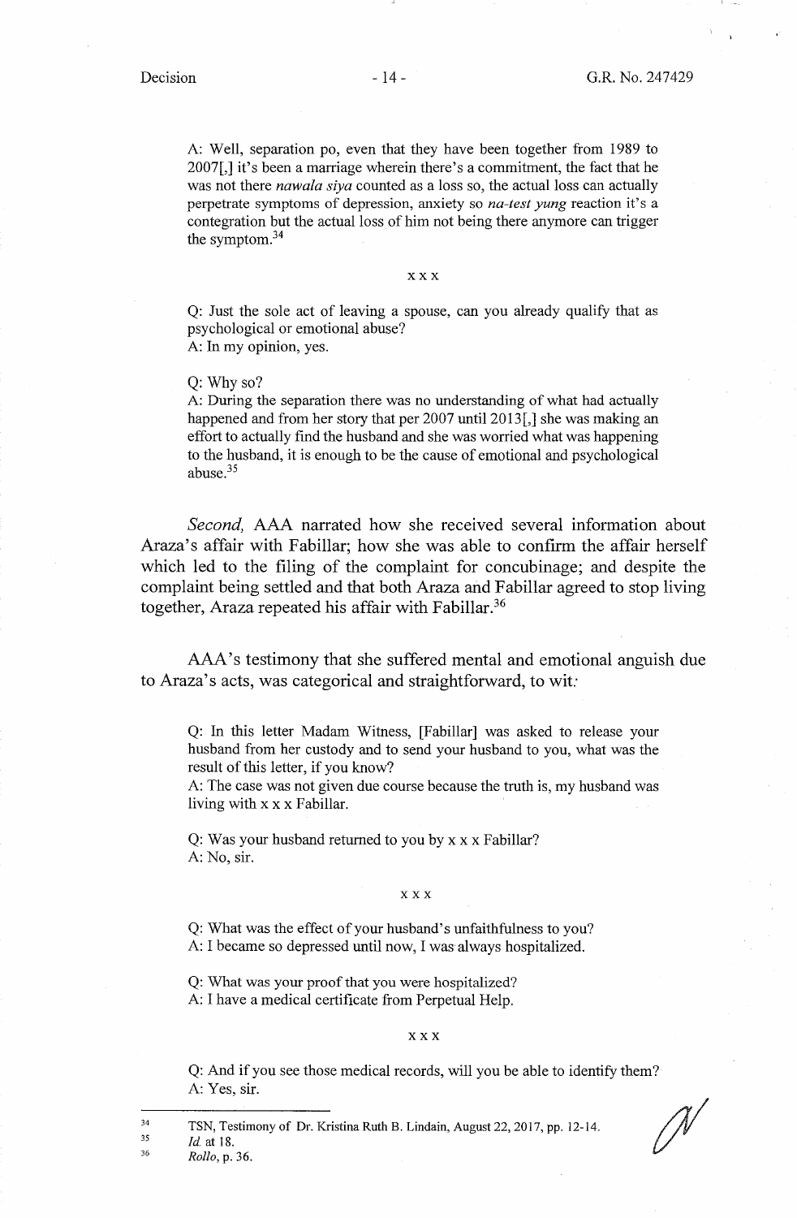A: Well, separation po, even that they have been together from 1989 to 2007[,] it's been a marriage wherein there's a commitment, the fact that he was not there *nawala siya* counted as a loss so, the actual loss can actually perpetrate symptoms of depression, anxiety so *na-test yung* reaction it's a contegration but the actual loss of him not being there anymore can trigger the symptom.[34]

x x x

Q: Just the sole act of leaving a spouse, can you already qualify that as psychological or emotional abuse?
A: In my opinion, yes.

Q: Why so?
A: During the separation there was no understanding of what had actually happened and from her story that per 2007 until 2013[,] she was making an effort to actually find the husband and she was worried what was happening to the husband, it is enough to be the cause of emotional and psychological abuse.[35]

*Second,* AAA narrated how she received several information about Araza's affair with Fabillar; how she was able to confirm the affair herself which led to the filing of the complaint for concubinage; and despite the complaint being settled and that both Araza and Fabillar agreed to stop living together, Araza repeated his affair with Fabillar.[36]

AAA's testimony that she suffered mental and emotional anguish due to Araza's acts, was categorical and straightforward, to wit:

Q: In this letter Madam Witness, [Fabillar] was asked to release your husband from her custody and to send your husband to you, what was the result of this letter, if you know?
A: The case was not given due course because the truth is, my husband was living with x x x Fabillar.

Q: Was your husband returned to you by x x x Fabillar?
A: No, sir.

x x x

Q: What was the effect of your husband's unfaithfulness to you?
A: I became so depressed until now, I was always hospitalized.

Q: What was your proof that you were hospitalized?
A: I have a medical certificate from Perpetual Help.

x x x

Q: And if you see those medical records, will you be able to identify them?
A: Yes, sir.

---

[34] TSN, Testimony of Dr. Kristina Ruth B. Lindain, August 22, 2017, pp. 12-14.
[35] *Id.* at 18.
[36] *Rollo*, p. 36.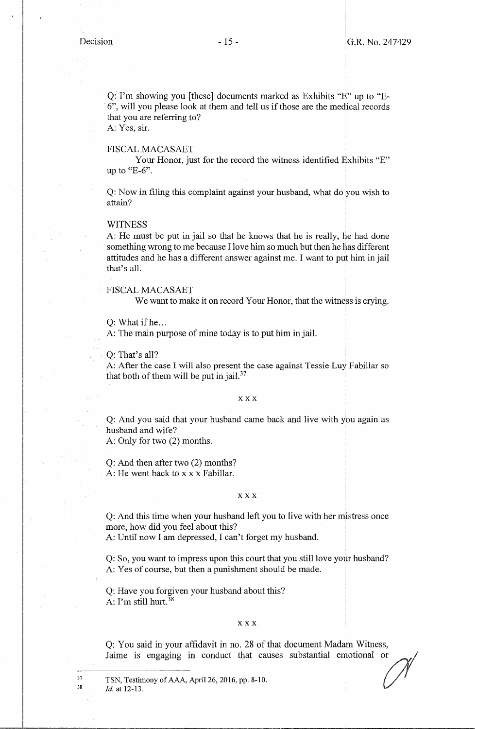Q: I'm showing you [these] documents marked as Exhibits "E" up to "E-6", will you please look at them and tell us if those are the medical records that you are referring to?
A: Yes, sir.

FISCAL MACASAET
Your Honor, just for the record the witness identified Exhibits "E" up to "E-6".

Q: Now in filing this complaint against your husband, what do you wish to attain?

WITNESS
A: He must be put in jail so that he knows that he is really, he had done something wrong to me because I love him so much but then he has different attitudes and he has a different answer against me. I want to put him in jail that's all.

FISCAL MACASAET
We want to make it on record Your Honor, that the witness is crying.

Q: What if he...
A: The main purpose of mine today is to put him in jail.

Q: That's all?
A: After the case I will also present the case against Tessie Luy Fabillar so that both of them will be put in jail.[37]

x x x

Q: And you said that your husband came back and live with you again as husband and wife?
A: Only for two (2) months.

Q: And then after two (2) months?
A: He went back to x x x Fabillar.

x x x

Q: And this time when your husband left you to live with her mistress once more, how did you feel about this?
A: Until now I am depressed, I can't forget my husband.

Q: So, you want to impress upon this court that you still love your husband?
A: Yes of course, but then a punishment should be made.

Q: Have you forgiven your husband about this?
A: I'm still hurt.[38]

x x x

Q: You said in your affidavit in no. 28 of that document Madam Witness, Jaime is engaging in conduct that causes substantial emotional or

---

[37] TSN, Testimony of AAA, April 26, 2016, pp. 8-10.
[38] *Id.* at 12-13.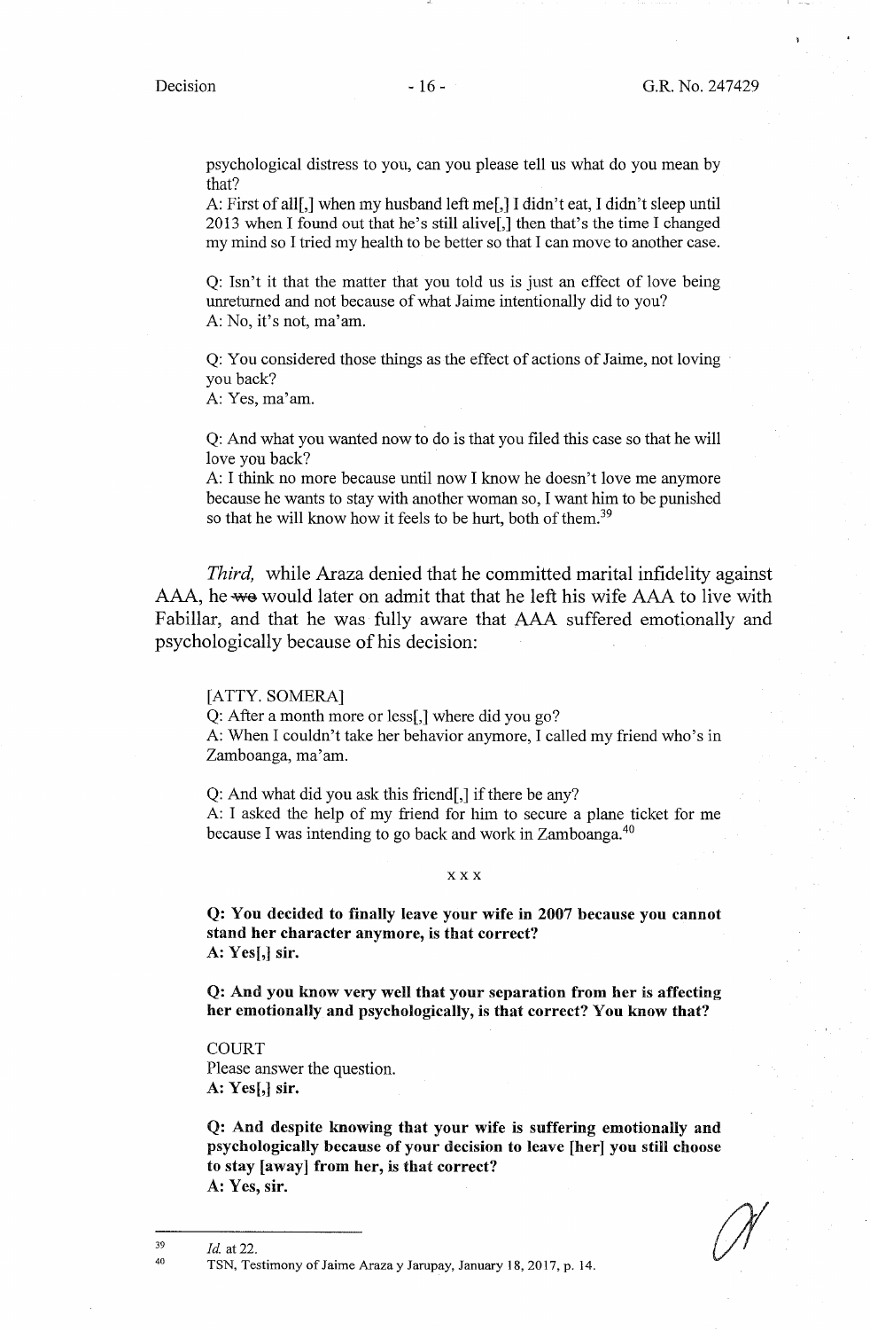psychological distress to you, can you please tell us what do you mean by that?

A: First of all[,] when my husband left me[,] I didn't eat, I didn't sleep until 2013 when I found out that he's still alive[,] then that's the time I changed my mind so I tried my health to be better so that I can move to another case.

Q: Isn't it that the matter that you told us is just an effect of love being unreturned and not because of what Jaime intentionally did to you?

A: No, it's not, ma'am.

Q: You considered those things as the effect of actions of Jaime, not loving you back?

A: Yes, ma'am.

Q: And what you wanted now to do is that you filed this case so that he will love you back?

A: I think no more because until now I know he doesn't love me anymore because he wants to stay with another woman so, I want him to be punished so that he will know how it feels to be hurt, both of them.[39]

*Third,* while Araza denied that he committed marital infidelity against AAA, he ~~we~~ would later on admit that that he left his wife AAA to live with Fabillar, and that he was fully aware that AAA suffered emotionally and psychologically because of his decision:

[ATTY. SOMERA]

Q: After a month more or less[,] where did you go?

A: When I couldn't take her behavior anymore, I called my friend who's in Zamboanga, ma'am.

Q: And what did you ask this friend[,] if there be any?

A: I asked the help of my friend for him to secure a plane ticket for me because I was intending to go back and work in Zamboanga.[40]

x x x

**Q: You decided to finally leave your wife in 2007 because you cannot stand her character anymore, is that correct?**

**A: Yes[,] sir.**

**Q: And you know very well that your separation from her is affecting her emotionally and psychologically, is that correct? You know that?**

COURT

Please answer the question.

**A: Yes[,] sir.**

**Q: And despite knowing that your wife is suffering emotionally and psychologically because of your decision to leave [her] you still choose to stay [away] from her, is that correct?**

**A: Yes, sir.**

---

[39] *Id.* at 22.

[40] TSN, Testimony of Jaime Araza y Jarupay, January 18, 2017, p. 14.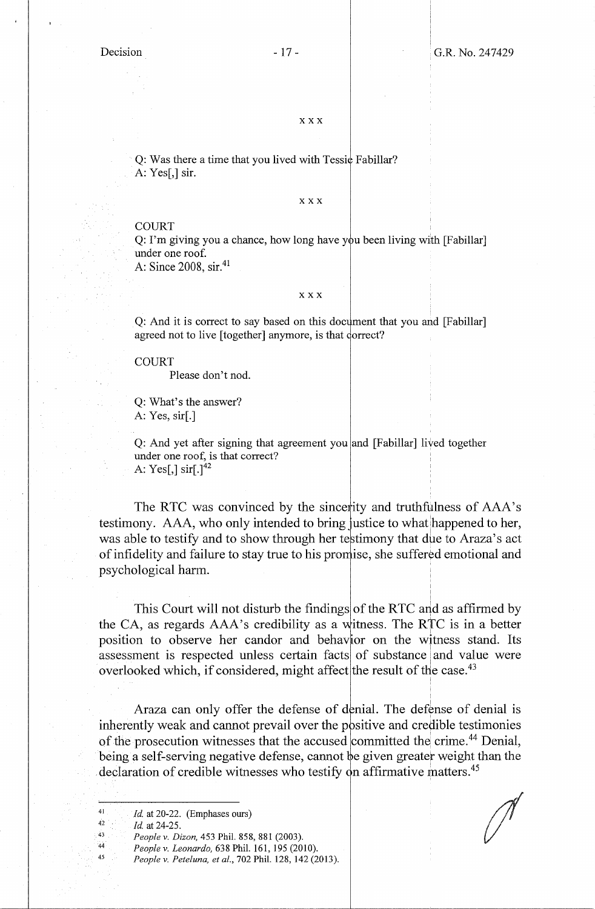x x x

Q: Was there a time that you lived with Tessie Fabillar?
A: Yes[,] sir.

x x x

COURT
Q: I'm giving you a chance, how long have you been living with [Fabillar] under one roof.
A: Since 2008, sir.[41]

x x x

Q: And it is correct to say based on this document that you and [Fabillar] agreed not to live [together] anymore, is that correct?

COURT
Please don't nod.

Q: What's the answer?
A: Yes, sir[.]

Q: And yet after signing that agreement you and [Fabillar] lived together under one roof, is that correct?
A: Yes[,] sir[.][42]

The RTC was convinced by the sincerity and truthfulness of AAA's testimony. AAA, who only intended to bring justice to what happened to her, was able to testify and to show through her testimony that due to Araza's act of infidelity and failure to stay true to his promise, she suffered emotional and psychological harm.

This Court will not disturb the findings of the RTC and as affirmed by the CA, as regards AAA's credibility as a witness. The RTC is in a better position to observe her candor and behavior on the witness stand. Its assessment is respected unless certain facts of substance and value were overlooked which, if considered, might affect the result of the case.[43]

Araza can only offer the defense of denial. The defense of denial is inherently weak and cannot prevail over the positive and credible testimonies of the prosecution witnesses that the accused committed the crime.[44] Denial, being a self-serving negative defense, cannot be given greater weight than the declaration of credible witnesses who testify on affirmative matters.[45]

---

[41] *Id.* at 20-22. (Emphases ours)

[42] *Id.* at 24-25.

[43] *People v. Dizon*, 453 Phil. 858, 881 (2003).

[44] *People v. Leonardo*, 638 Phil. 161, 195 (2010).

[45] *People v. Peteluna, et al.*, 702 Phil. 128, 142 (2013).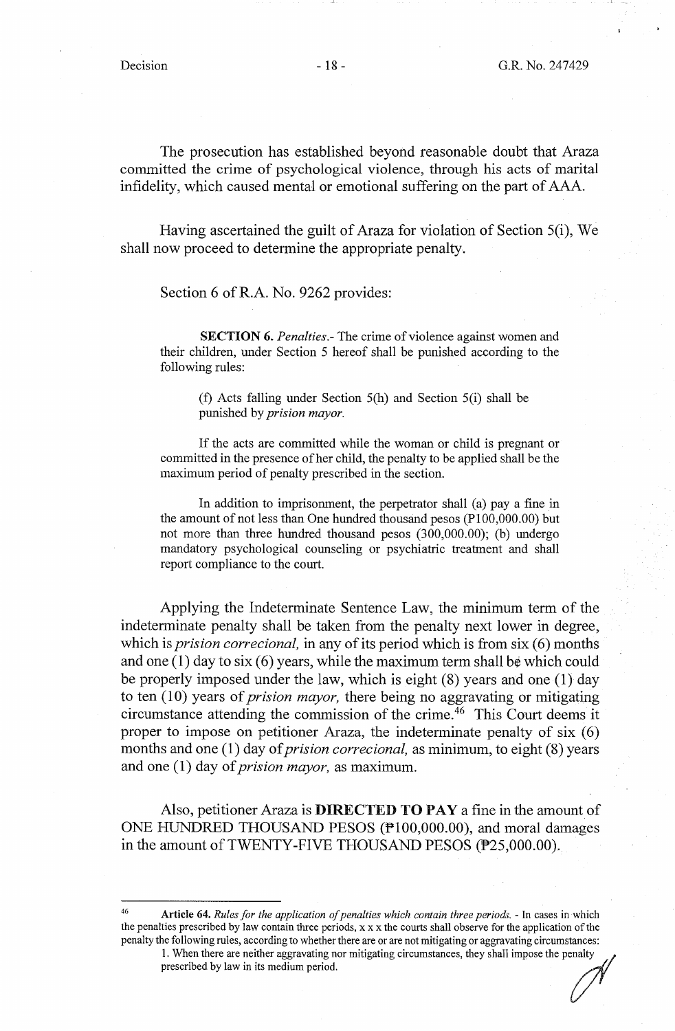The prosecution has established beyond reasonable doubt that Araza committed the crime of psychological violence, through his acts of marital infidelity, which caused mental or emotional suffering on the part of AAA.

Having ascertained the guilt of Araza for violation of Section 5(i), We shall now proceed to determine the appropriate penalty.

Section 6 of R.A. No. 9262 provides:

> **SECTION 6.** *Penalties*.- The crime of violence against women and their children, under Section 5 hereof shall be punished according to the following rules:
>
> > (f) Acts falling under Section 5(h) and Section 5(i) shall be punished by *prision mayor.*
>
> If the acts are committed while the woman or child is pregnant or committed in the presence of her child, the penalty to be applied shall be the maximum period of penalty prescribed in the section.
>
> In addition to imprisonment, the perpetrator shall (a) pay a fine in the amount of not less than One hundred thousand pesos (P100,000.00) but not more than three hundred thousand pesos (300,000.00); (b) undergo mandatory psychological counseling or psychiatric treatment and shall report compliance to the court.

Applying the Indeterminate Sentence Law, the minimum term of the indeterminate penalty shall be taken from the penalty next lower in degree, which is *prision correcional,* in any of its period which is from six (6) months and one (1) day to six (6) years, while the maximum term shall be which could be properly imposed under the law, which is eight (8) years and one (1) day to ten (10) years of *prision mayor,* there being no aggravating or mitigating circumstance attending the commission of the crime.[46] This Court deems it proper to impose on petitioner Araza, the indeterminate penalty of six (6) months and one (1) day of *prision correcional,* as minimum, to eight (8) years and one (1) day of *prision mayor,* as maximum.

Also, petitioner Araza is **DIRECTED TO PAY** a fine in the amount of ONE HUNDRED THOUSAND PESOS (₱100,000.00), and moral damages in the amount of TWENTY-FIVE THOUSAND PESOS (₱25,000.00).

---

[46] **Article 64.** *Rules for the application of penalties which contain three periods.* - In cases in which the penalties prescribed by law contain three periods, x x x the courts shall observe for the application of the penalty the following rules, according to whether there are or are not mitigating or aggravating circumstances:

1. When there are neither aggravating nor mitigating circumstances, they shall impose the penalty prescribed by law in its medium period.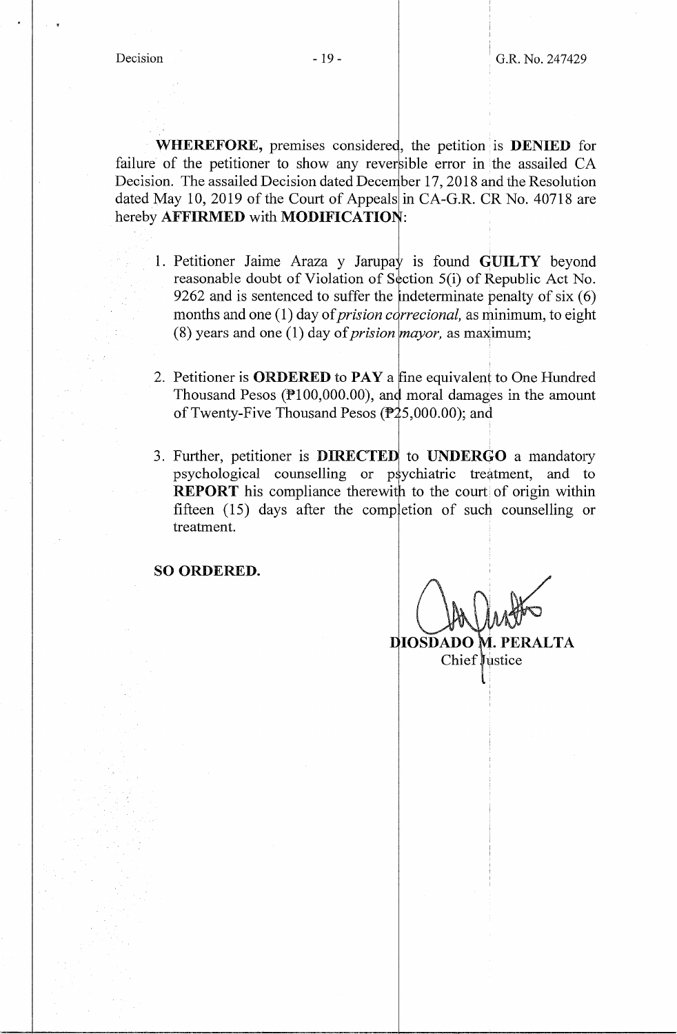**WHEREFORE,** premises considered, the petition is **DENIED** for failure of the petitioner to show any reversible error in the assailed CA Decision. The assailed Decision dated December 17, 2018 and the Resolution dated May 10, 2019 of the Court of Appeals in CA-G.R. CR No. 40718 are hereby **AFFIRMED** with **MODIFICATION**:

1. Petitioner Jaime Araza y Jarupay is found **GUILTY** beyond reasonable doubt of Violation of Section 5(i) of Republic Act No. 9262 and is sentenced to suffer the indeterminate penalty of six (6) months and one (1) day of *prision correcional,* as minimum, to eight (8) years and one (1) day of *prision mayor,* as maximum;

2. Petitioner is **ORDERED** to **PAY** a fine equivalent to One Hundred Thousand Pesos (₱100,000.00), and moral damages in the amount of Twenty-Five Thousand Pesos (₱25,000.00); and

3. Further, petitioner is **DIRECTED** to **UNDERGO** a mandatory psychological counselling or psychiatric treatment, and to **REPORT** his compliance therewith to the court of origin within fifteen (15) days after the completion of such counselling or treatment.

**SO ORDERED.**

**DIOSDADO M. PERALTA**
Chief Justice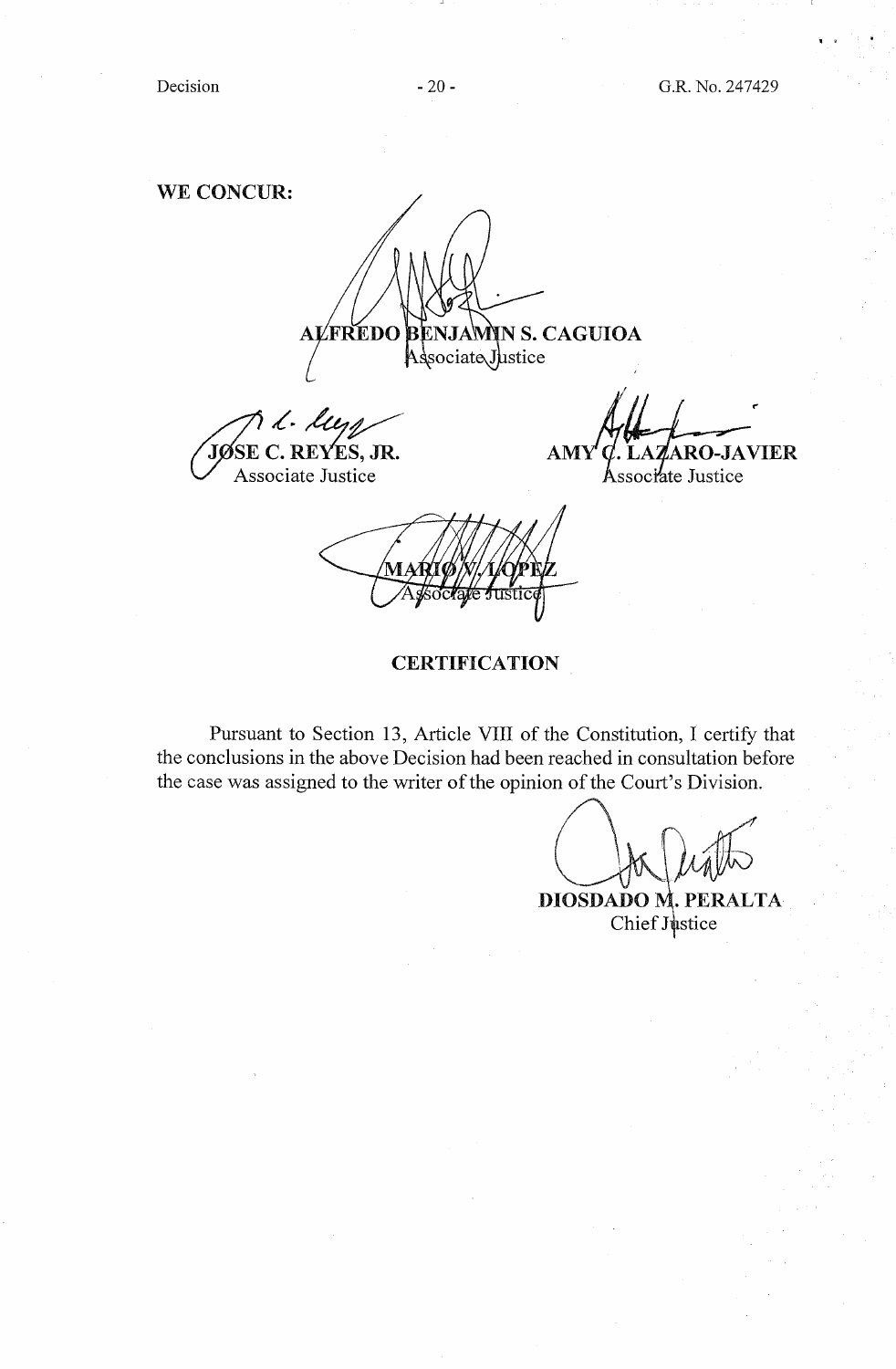**WE CONCUR:**

**ALFREDO BENJAMIN S. CAGUIOA**
Associate Justice

**JOSE C. REYES, JR.**
Associate Justice

**AMY C. LAZARO-JAVIER**
Associate Justice

**MARIO V. LOPEZ**
Associate Justice

## CERTIFICATION

Pursuant to Section 13, Article VIII of the Constitution, I certify that the conclusions in the above Decision had been reached in consultation before the case was assigned to the writer of the opinion of the Court's Division.

**DIOSDADO M. PERALTA**
Chief Justice